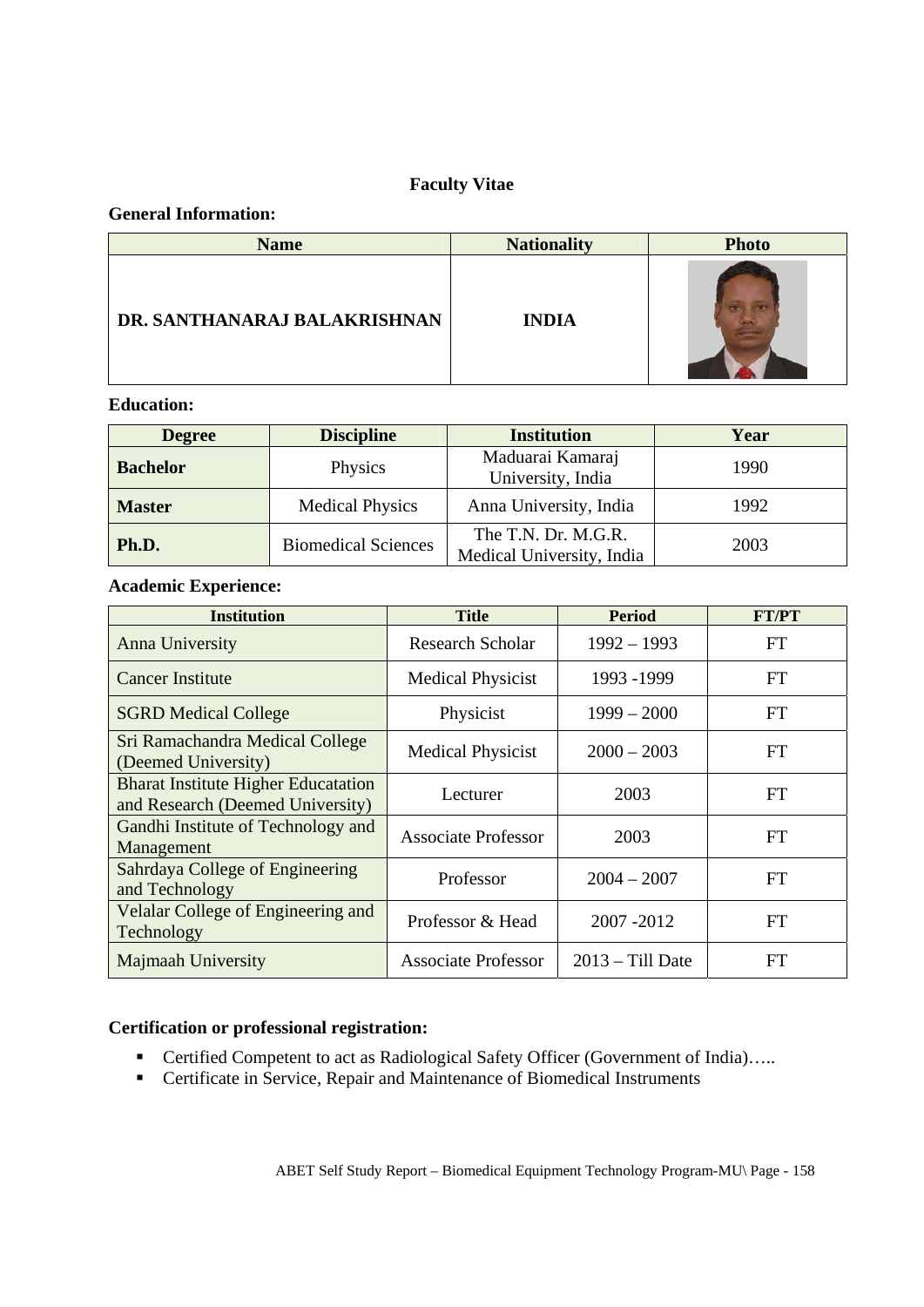# Faculty Vitae

## General Information:

| Name | Nationality | Photo |
|---|---|---|
| **DR. SANTHANARAJ BALAKRISHNAN** | **INDIA** | |

## Education:

| Degree | Discipline | Institution | Year |
|---|---|---|---|
| **Bachelor** | Physics | Maduarai Kamaraj University, India | 1990 |
| **Master** | Medical Physics | Anna University, India | 1992 |
| **Ph.D.** | Biomedical Sciences | The T.N. Dr. M.G.R. Medical University, India | 2003 |

## Academic Experience:

| Institution | Title | Period | FT/PT |
|---|---|---|---|
| Anna University | Research Scholar | 1992 – 1993 | FT |
| Cancer Institute | Medical Physicist | 1993 -1999 | FT |
| SGRD Medical College | Physicist | 1999 – 2000 | FT |
| Sri Ramachandra Medical College (Deemed University) | Medical Physicist | 2000 – 2003 | FT |
| Bharat Institute Higher Educatation and Research (Deemed University) | Lecturer | 2003 | FT |
| Gandhi Institute of Technology and Management | Associate Professor | 2003 | FT |
| Sahrdaya College of Engineering and Technology | Professor | 2004 – 2007 | FT |
| Velalar College of Engineering and Technology | Professor & Head | 2007 -2012 | FT |
| Majmaah University | Associate Professor | 2013 – Till Date | FT |

## Certification or professional registration:

- Certified Competent to act as Radiological Safety Officer (Government of India)…..
- Certificate in Service, Repair and Maintenance of Biomedical Instruments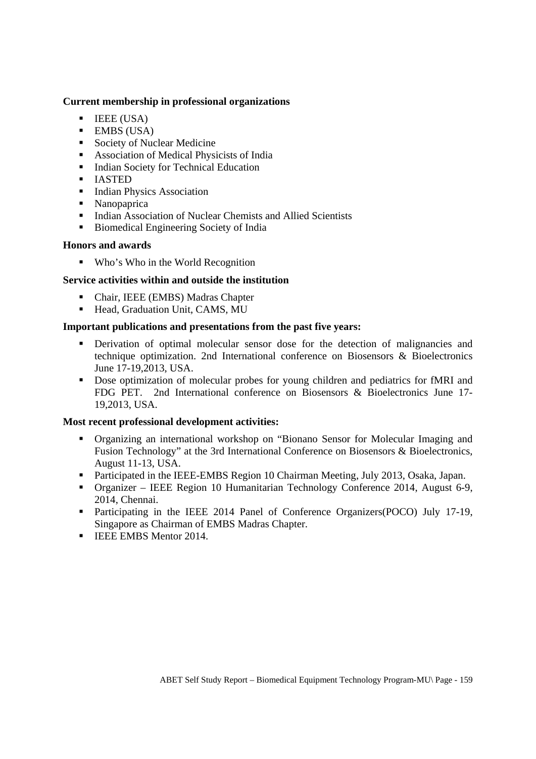**Current membership in professional organizations**

- IEEE (USA)
- EMBS (USA)
- Society of Nuclear Medicine
- Association of Medical Physicists of India
- Indian Society for Technical Education
- IASTED
- Indian Physics Association
- Nanopaprica
- Indian Association of Nuclear Chemists and Allied Scientists
- Biomedical Engineering Society of India

**Honors and awards**

- Who's Who in the World Recognition

**Service activities within and outside the institution**

- Chair, IEEE (EMBS) Madras Chapter
- Head, Graduation Unit, CAMS, MU

**Important publications and presentations from the past five years:**

- Derivation of optimal molecular sensor dose for the detection of malignancies and technique optimization. 2nd International conference on Biosensors & Bioelectronics June 17-19,2013, USA.
- Dose optimization of molecular probes for young children and pediatrics for fMRI and FDG PET. 2nd International conference on Biosensors & Bioelectronics June 17-19,2013, USA.

**Most recent professional development activities:**

- Organizing an international workshop on "Bionano Sensor for Molecular Imaging and Fusion Technology" at the 3rd International Conference on Biosensors & Bioelectronics, August 11-13, USA.
- Participated in the IEEE-EMBS Region 10 Chairman Meeting, July 2013, Osaka, Japan.
- Organizer – IEEE Region 10 Humanitarian Technology Conference 2014, August 6-9, 2014, Chennai.
- Participating in the IEEE 2014 Panel of Conference Organizers(POCO) July 17-19, Singapore as Chairman of EMBS Madras Chapter.
- IEEE EMBS Mentor 2014.